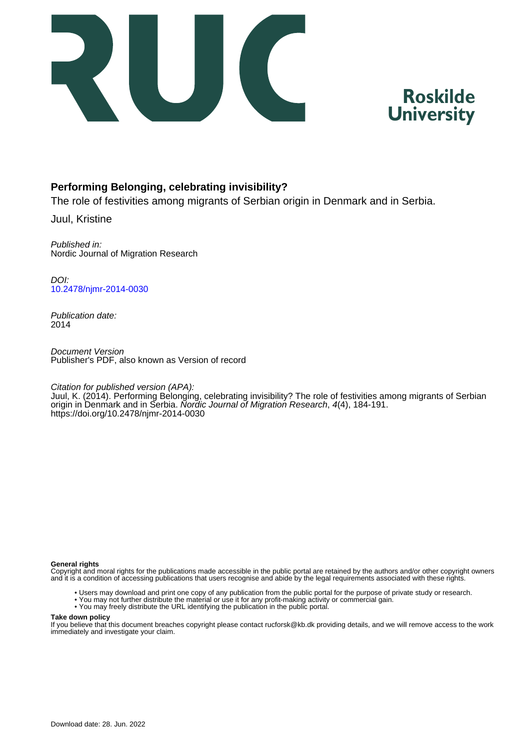Roskilde
University

# Performing Belonging, celebrating invisibility?

The role of festivities among migrants of Serbian origin in Denmark and in Serbia.

Juul, Kristine

*Published in:*
Nordic Journal of Migration Research

*DOI:*
[10.2478/njmr-2014-0030](https://doi.org/10.2478/njmr-2014-0030)

*Publication date:*
2014

*Document Version*
Publisher's PDF, also known as Version of record

*Citation for published version (APA):*
Juul, K. (2014). Performing Belonging, celebrating invisibility? The role of festivities among migrants of Serbian origin in Denmark and in Serbia. *Nordic Journal of Migration Research*, *4*(4), 184-191. https://doi.org/10.2478/njmr-2014-0030

**General rights**
Copyright and moral rights for the publications made accessible in the public portal are retained by the authors and/or other copyright owners and it is a condition of accessing publications that users recognise and abide by the legal requirements associated with these rights.

- Users may download and print one copy of any publication from the public portal for the purpose of private study or research.
- You may not further distribute the material or use it for any profit-making activity or commercial gain.
- You may freely distribute the URL identifying the publication in the public portal.

**Take down policy**
If you believe that this document breaches copyright please contact rucforsk@kb.dk providing details, and we will remove access to the work immediately and investigate your claim.

Download date: 28. Jun. 2022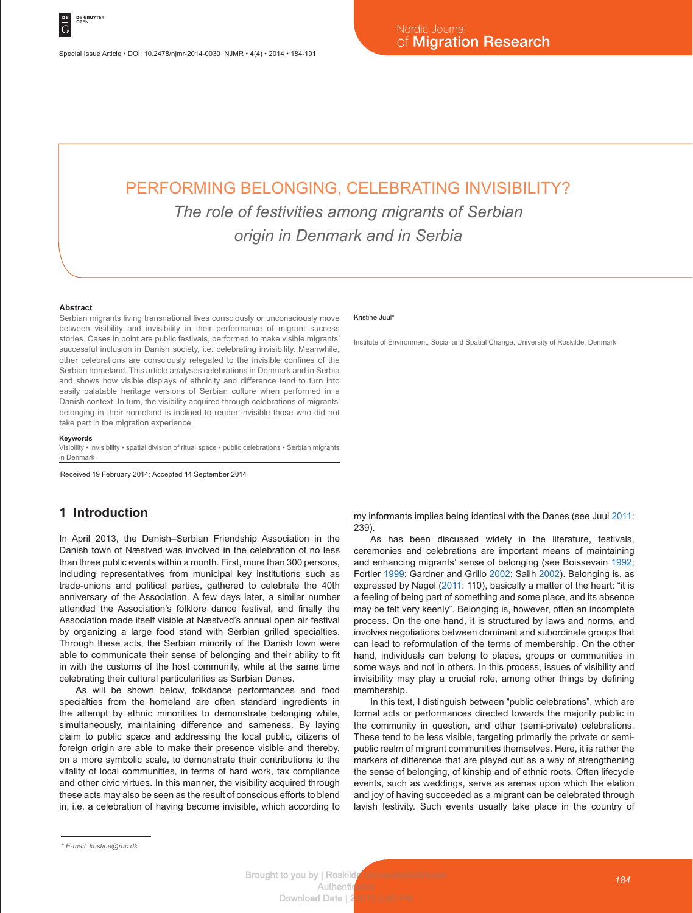# PERFORMING BELONGING, CELEBRATING INVISIBILITY?

## *The role of festivities among migrants of Serbian origin in Denmark and in Serbia*

Kristine Juul*

Institute of Environment, Social and Spatial Change, University of Roskilde, Denmark

### Abstract

Serbian migrants living transnational lives consciously or unconsciously move between visibility and invisibility in their performance of migrant success stories. Cases in point are public festivals, performed to make visible migrants' successful inclusion in Danish society, i.e. celebrating invisibility. Meanwhile, other celebrations are consciously relegated to the invisible confines of the Serbian homeland. This article analyses celebrations in Denmark and in Serbia and shows how visible displays of ethnicity and difference tend to turn into easily palatable heritage versions of Serbian culture when performed in a Danish context. In turn, the visibility acquired through celebrations of migrants' belonging in their homeland is inclined to render invisible those who did not take part in the migration experience.

### Keywords

Visibility • invisibility • spatial division of ritual space • public celebrations • Serbian migrants in Denmark

Received 19 February 2014; Accepted 14 September 2014

## 1 Introduction

In April 2013, the Danish–Serbian Friendship Association in the Danish town of Næstved was involved in the celebration of no less than three public events within a month. First, more than 300 persons, including representatives from municipal key institutions such as trade-unions and political parties, gathered to celebrate the 40th anniversary of the Association. A few days later, a similar number attended the Association's folklore dance festival, and finally the Association made itself visible at Næstved's annual open air festival by organizing a large food stand with Serbian grilled specialties. Through these acts, the Serbian minority of the Danish town were able to communicate their sense of belonging and their ability to fit in with the customs of the host community, while at the same time celebrating their cultural particularities as Serbian Danes.

As will be shown below, folkdance performances and food specialties from the homeland are often standard ingredients in the attempt by ethnic minorities to demonstrate belonging while, simultaneously, maintaining difference and sameness. By laying claim to public space and addressing the local public, citizens of foreign origin are able to make their presence visible and thereby, on a more symbolic scale, to demonstrate their contributions to the vitality of local communities, in terms of hard work, tax compliance and other civic virtues. In this manner, the visibility acquired through these acts may also be seen as the result of conscious efforts to blend in, i.e. a celebration of having become invisible, which according to my informants implies being identical with the Danes (see Juul 2011: 239).

As has been discussed widely in the literature, festivals, ceremonies and celebrations are important means of maintaining and enhancing migrants' sense of belonging (see Boissevain 1992; Fortier 1999; Gardner and Grillo 2002; Salih 2002). Belonging is, as expressed by Nagel (2011: 110), basically a matter of the heart: "it is a feeling of being part of something and some place, and its absence may be felt very keenly". Belonging is, however, often an incomplete process. On the one hand, it is structured by laws and norms, and involves negotiations between dominant and subordinate groups that can lead to reformulation of the terms of membership. On the other hand, individuals can belong to places, groups or communities in some ways and not in others. In this process, issues of visibility and invisibility may play a crucial role, among other things by defining membership.

In this text, I distinguish between "public celebrations", which are formal acts or performances directed towards the majority public in the community in question, and other (semi-private) celebrations. These tend to be less visible, targeting primarily the private or semi-public realm of migrant communities themselves. Here, it is rather the markers of difference that are played out as a way of strengthening the sense of belonging, of kinship and of ethnic roots. Often lifecycle events, such as weddings, serve as arenas upon which the elation and joy of having succeeded as a migrant can be celebrated through lavish festivity. Such events usually take place in the country of

\* E-mail: kristine@ruc.dk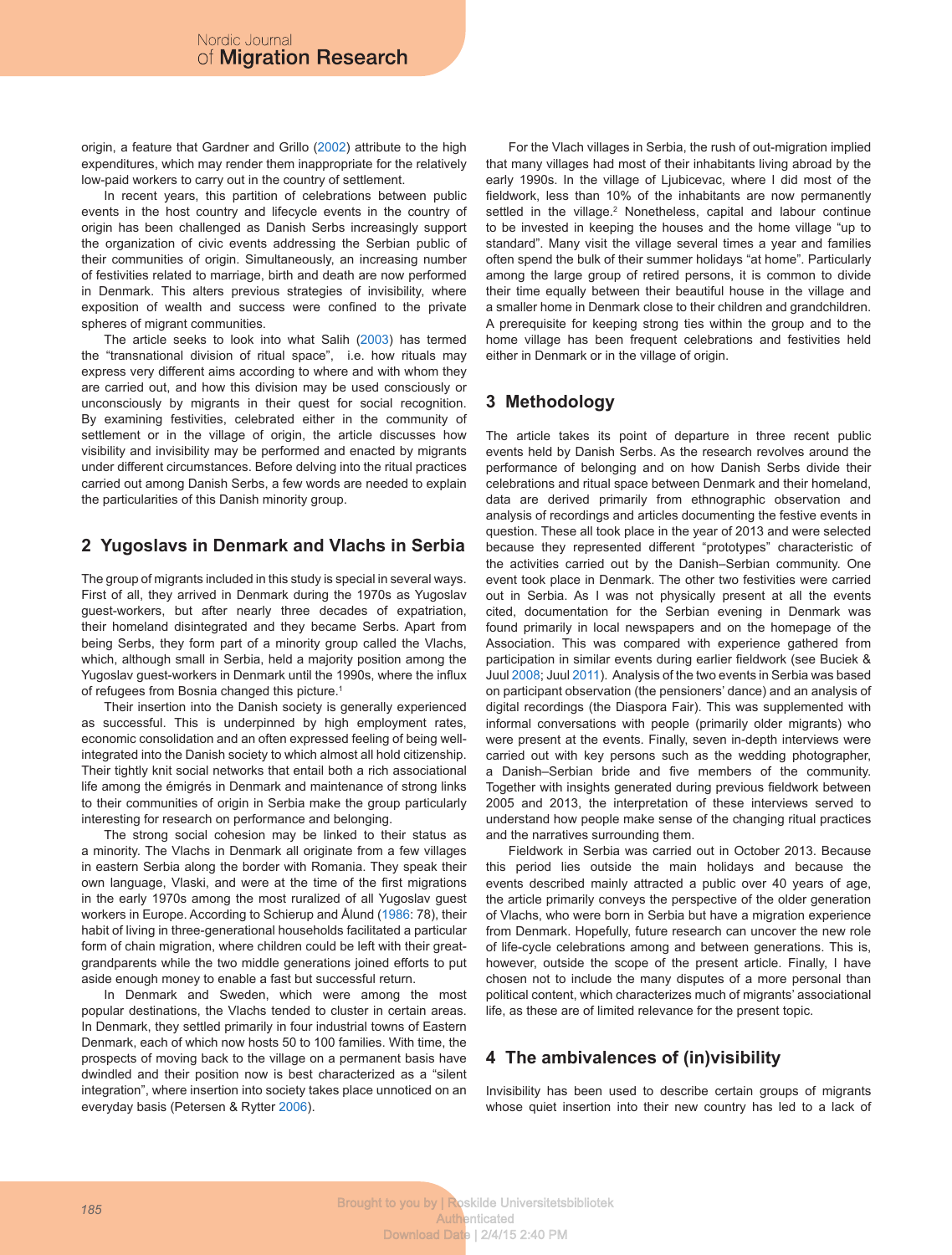origin, a feature that Gardner and Grillo (2002) attribute to the high expenditures, which may render them inappropriate for the relatively low-paid workers to carry out in the country of settlement.

In recent years, this partition of celebrations between public events in the host country and lifecycle events in the country of origin has been challenged as Danish Serbs increasingly support the organization of civic events addressing the Serbian public of their communities of origin. Simultaneously, an increasing number of festivities related to marriage, birth and death are now performed in Denmark. This alters previous strategies of invisibility, where exposition of wealth and success were confined to the private spheres of migrant communities.

The article seeks to look into what Salih (2003) has termed the "transnational division of ritual space", i.e. how rituals may express very different aims according to where and with whom they are carried out, and how this division may be used consciously or unconsciously by migrants in their quest for social recognition. By examining festivities, celebrated either in the community of settlement or in the village of origin, the article discusses how visibility and invisibility may be performed and enacted by migrants under different circumstances. Before delving into the ritual practices carried out among Danish Serbs, a few words are needed to explain the particularities of this Danish minority group.

## 2 Yugoslavs in Denmark and Vlachs in Serbia

The group of migrants included in this study is special in several ways. First of all, they arrived in Denmark during the 1970s as Yugoslav guest-workers, but after nearly three decades of expatriation, their homeland disintegrated and they became Serbs. Apart from being Serbs, they form part of a minority group called the Vlachs, which, although small in Serbia, held a majority position among the Yugoslav guest-workers in Denmark until the 1990s, where the influx of refugees from Bosnia changed this picture.[1]

Their insertion into the Danish society is generally experienced as successful. This is underpinned by high employment rates, economic consolidation and an often expressed feeling of being well-integrated into the Danish society to which almost all hold citizenship. Their tightly knit social networks that entail both a rich associational life among the émigrés in Denmark and maintenance of strong links to their communities of origin in Serbia make the group particularly interesting for research on performance and belonging.

The strong social cohesion may be linked to their status as a minority. The Vlachs in Denmark all originate from a few villages in eastern Serbia along the border with Romania. They speak their own language, Vlaski, and were at the time of the first migrations in the early 1970s among the most ruralized of all Yugoslav guest workers in Europe. According to Schierup and Ålund (1986: 78), their habit of living in three-generational households facilitated a particular form of chain migration, where children could be left with their great-grandparents while the two middle generations joined efforts to put aside enough money to enable a fast but successful return.

In Denmark and Sweden, which were among the most popular destinations, the Vlachs tended to cluster in certain areas. In Denmark, they settled primarily in four industrial towns of Eastern Denmark, each of which now hosts 50 to 100 families. With time, the prospects of moving back to the village on a permanent basis have dwindled and their position now is best characterized as a "silent integration", where insertion into society takes place unnoticed on an everyday basis (Petersen & Rytter 2006).

For the Vlach villages in Serbia, the rush of out-migration implied that many villages had most of their inhabitants living abroad by the early 1990s. In the village of Ljubicevac, where I did most of the fieldwork, less than 10% of the inhabitants are now permanently settled in the village.[2] Nonetheless, capital and labour continue to be invested in keeping the houses and the home village "up to standard". Many visit the village several times a year and families often spend the bulk of their summer holidays "at home". Particularly among the large group of retired persons, it is common to divide their time equally between their beautiful house in the village and a smaller home in Denmark close to their children and grandchildren. A prerequisite for keeping strong ties within the group and to the home village has been frequent celebrations and festivities held either in Denmark or in the village of origin.

## 3 Methodology

The article takes its point of departure in three recent public events held by Danish Serbs. As the research revolves around the performance of belonging and on how Danish Serbs divide their celebrations and ritual space between Denmark and their homeland, data are derived primarily from ethnographic observation and analysis of recordings and articles documenting the festive events in question. These all took place in the year of 2013 and were selected because they represented different "prototypes" characteristic of the activities carried out by the Danish–Serbian community. One event took place in Denmark. The other two festivities were carried out in Serbia. As I was not physically present at all the events cited, documentation for the Serbian evening in Denmark was found primarily in local newspapers and on the homepage of the Association. This was compared with experience gathered from participation in similar events during earlier fieldwork (see Buciek & Juul 2008; Juul 2011). Analysis of the two events in Serbia was based on participant observation (the pensioners' dance) and an analysis of digital recordings (the Diaspora Fair). This was supplemented with informal conversations with people (primarily older migrants) who were present at the events. Finally, seven in-depth interviews were carried out with key persons such as the wedding photographer, a Danish–Serbian bride and five members of the community. Together with insights generated during previous fieldwork between 2005 and 2013, the interpretation of these interviews served to understand how people make sense of the changing ritual practices and the narratives surrounding them.

Fieldwork in Serbia was carried out in October 2013. Because this period lies outside the main holidays and because the events described mainly attracted a public over 40 years of age, the article primarily conveys the perspective of the older generation of Vlachs, who were born in Serbia but have a migration experience from Denmark. Hopefully, future research can uncover the new role of life-cycle celebrations among and between generations. This is, however, outside the scope of the present article. Finally, I have chosen not to include the many disputes of a more personal than political content, which characterizes much of migrants' associational life, as these are of limited relevance for the present topic.

## 4 The ambivalences of (in)visibility

Invisibility has been used to describe certain groups of migrants whose quiet insertion into their new country has led to a lack of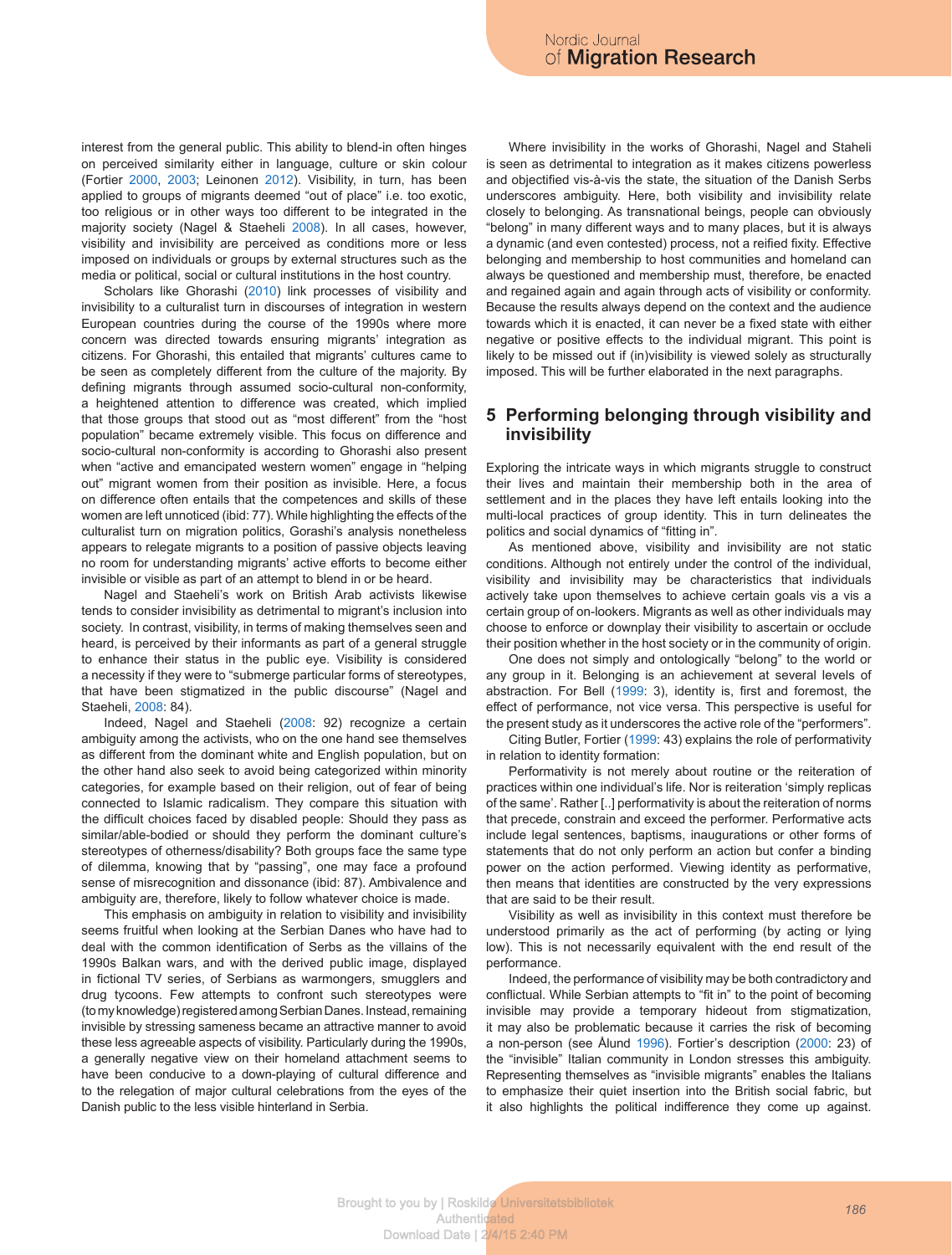interest from the general public. This ability to blend-in often hinges on perceived similarity either in language, culture or skin colour (Fortier 2000, 2003; Leinonen 2012). Visibility, in turn, has been applied to groups of migrants deemed "out of place" i.e. too exotic, too religious or in other ways too different to be integrated in the majority society (Nagel & Staeheli 2008). In all cases, however, visibility and invisibility are perceived as conditions more or less imposed on individuals or groups by external structures such as the media or political, social or cultural institutions in the host country.

Scholars like Ghorashi (2010) link processes of visibility and invisibility to a culturalist turn in discourses of integration in western European countries during the course of the 1990s where more concern was directed towards ensuring migrants' integration as citizens. For Ghorashi, this entailed that migrants' cultures came to be seen as completely different from the culture of the majority. By defining migrants through assumed socio-cultural non-conformity, a heightened attention to difference was created, which implied that those groups that stood out as "most different" from the "host population" became extremely visible. This focus on difference and socio-cultural non-conformity is according to Ghorashi also present when "active and emancipated western women" engage in "helping out" migrant women from their position as invisible. Here, a focus on difference often entails that the competences and skills of these women are left unnoticed (ibid: 77). While highlighting the effects of the culturalist turn on migration politics, Gorashi's analysis nonetheless appears to relegate migrants to a position of passive objects leaving no room for understanding migrants' active efforts to become either invisible or visible as part of an attempt to blend in or be heard.

Nagel and Staeheli's work on British Arab activists likewise tends to consider invisibility as detrimental to migrant's inclusion into society. In contrast, visibility, in terms of making themselves seen and heard, is perceived by their informants as part of a general struggle to enhance their status in the public eye. Visibility is considered a necessity if they were to "submerge particular forms of stereotypes, that have been stigmatized in the public discourse" (Nagel and Staeheli, 2008: 84).

Indeed, Nagel and Staeheli (2008: 92) recognize a certain ambiguity among the activists, who on the one hand see themselves as different from the dominant white and English population, but on the other hand also seek to avoid being categorized within minority categories, for example based on their religion, out of fear of being connected to Islamic radicalism. They compare this situation with the difficult choices faced by disabled people: Should they pass as similar/able-bodied or should they perform the dominant culture's stereotypes of otherness/disability? Both groups face the same type of dilemma, knowing that by "passing", one may face a profound sense of misrecognition and dissonance (ibid: 87). Ambivalence and ambiguity are, therefore, likely to follow whatever choice is made.

This emphasis on ambiguity in relation to visibility and invisibility seems fruitful when looking at the Serbian Danes who have had to deal with the common identification of Serbs as the villains of the 1990s Balkan wars, and with the derived public image, displayed in fictional TV series, of Serbians as warmongers, smugglers and drug tycoons. Few attempts to confront such stereotypes were (to my knowledge) registered among Serbian Danes. Instead, remaining invisible by stressing sameness became an attractive manner to avoid these less agreeable aspects of visibility. Particularly during the 1990s, a generally negative view on their homeland attachment seems to have been conducive to a down-playing of cultural difference and to the relegation of major cultural celebrations from the eyes of the Danish public to the less visible hinterland in Serbia.

Where invisibility in the works of Ghorashi, Nagel and Staheli is seen as detrimental to integration as it makes citizens powerless and objectified vis-à-vis the state, the situation of the Danish Serbs underscores ambiguity. Here, both visibility and invisibility relate closely to belonging. As transnational beings, people can obviously "belong" in many different ways and to many places, but it is always a dynamic (and even contested) process, not a reified fixity. Effective belonging and membership to host communities and homeland can always be questioned and membership must, therefore, be enacted and regained again and again through acts of visibility or conformity. Because the results always depend on the context and the audience towards which it is enacted, it can never be a fixed state with either negative or positive effects to the individual migrant. This point is likely to be missed out if (in)visibility is viewed solely as structurally imposed. This will be further elaborated in the next paragraphs.

## 5 Performing belonging through visibility and invisibility

Exploring the intricate ways in which migrants struggle to construct their lives and maintain their membership both in the area of settlement and in the places they have left entails looking into the multi-local practices of group identity. This in turn delineates the politics and social dynamics of "fitting in".

As mentioned above, visibility and invisibility are not static conditions. Although not entirely under the control of the individual, visibility and invisibility may be characteristics that individuals actively take upon themselves to achieve certain goals vis a vis a certain group of on-lookers. Migrants as well as other individuals may choose to enforce or downplay their visibility to ascertain or occlude their position whether in the host society or in the community of origin.

One does not simply and ontologically "belong" to the world or any group in it. Belonging is an achievement at several levels of abstraction. For Bell (1999: 3), identity is, first and foremost, the effect of performance, not vice versa. This perspective is useful for the present study as it underscores the active role of the "performers".

Citing Butler, Fortier (1999: 43) explains the role of performativity in relation to identity formation:

Performativity is not merely about routine or the reiteration of practices within one individual's life. Nor is reiteration 'simply replicas of the same'. Rather [..] performativity is about the reiteration of norms that precede, constrain and exceed the performer. Performative acts include legal sentences, baptisms, inaugurations or other forms of statements that do not only perform an action but confer a binding power on the action performed. Viewing identity as performative, then means that identities are constructed by the very expressions that are said to be their result.

Visibility as well as invisibility in this context must therefore be understood primarily as the act of performing (by acting or lying low). This is not necessarily equivalent with the end result of the performance.

Indeed, the performance of visibility may be both contradictory and conflictual. While Serbian attempts to "fit in" to the point of becoming invisible may provide a temporary hideout from stigmatization, it may also be problematic because it carries the risk of becoming a non-person (see Ålund 1996). Fortier's description (2000: 23) of the "invisible" Italian community in London stresses this ambiguity. Representing themselves as "invisible migrants" enables the Italians to emphasize their quiet insertion into the British social fabric, but it also highlights the political indifference they come up against.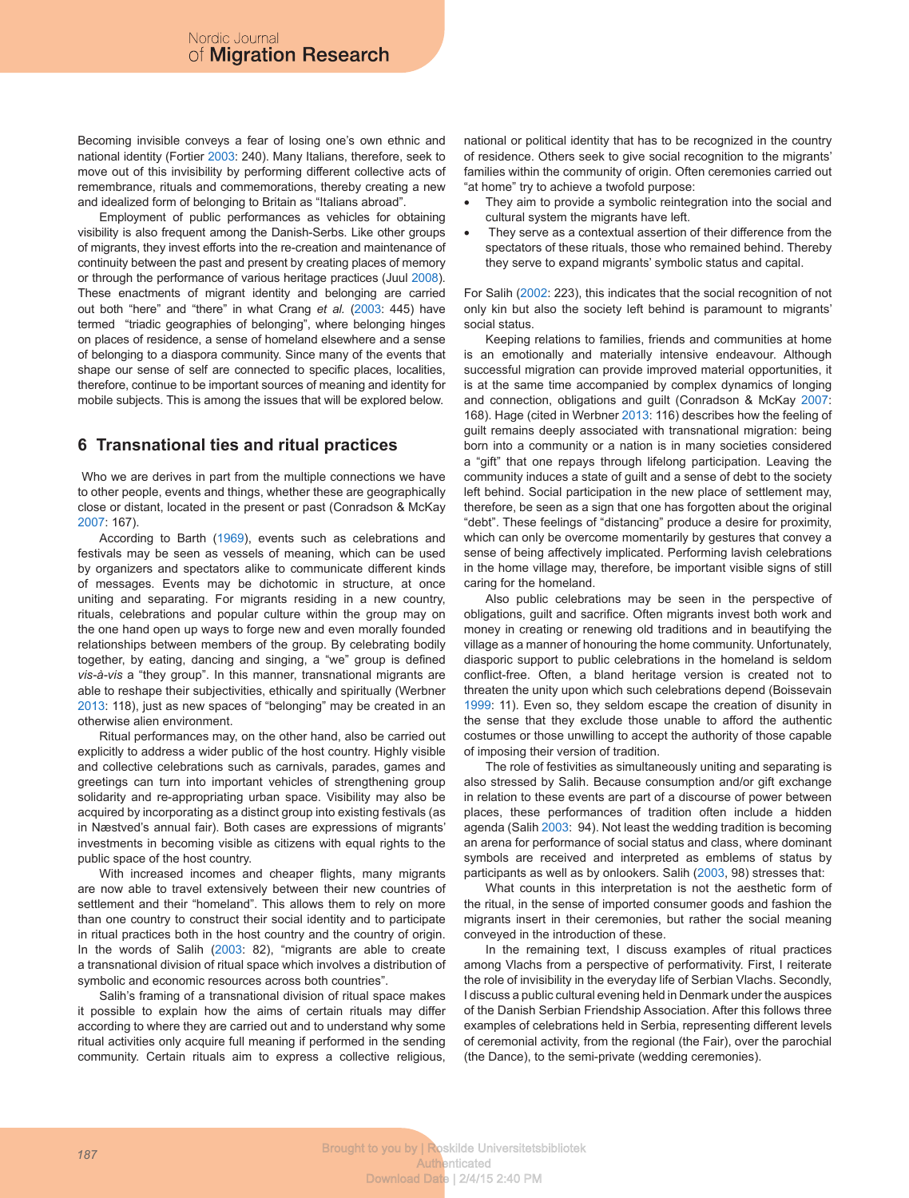Becoming invisible conveys a fear of losing one's own ethnic and national identity (Fortier 2003: 240). Many Italians, therefore, seek to move out of this invisibility by performing different collective acts of remembrance, rituals and commemorations, thereby creating a new and idealized form of belonging to Britain as "Italians abroad".

Employment of public performances as vehicles for obtaining visibility is also frequent among the Danish-Serbs. Like other groups of migrants, they invest efforts into the re-creation and maintenance of continuity between the past and present by creating places of memory or through the performance of various heritage practices (Juul 2008). These enactments of migrant identity and belonging are carried out both "here" and "there" in what Crang *et al.* (2003: 445) have termed "triadic geographies of belonging", where belonging hinges on places of residence, a sense of homeland elsewhere and a sense of belonging to a diaspora community. Since many of the events that shape our sense of self are connected to specific places, localities, therefore, continue to be important sources of meaning and identity for mobile subjects. This is among the issues that will be explored below.

## 6 Transnational ties and ritual practices

Who we are derives in part from the multiple connections we have to other people, events and things, whether these are geographically close or distant, located in the present or past (Conradson & McKay 2007: 167).

According to Barth (1969), events such as celebrations and festivals may be seen as vessels of meaning, which can be used by organizers and spectators alike to communicate different kinds of messages. Events may be dichotomic in structure, at once uniting and separating. For migrants residing in a new country, rituals, celebrations and popular culture within the group may on the one hand open up ways to forge new and even morally founded relationships between members of the group. By celebrating bodily together, by eating, dancing and singing, a "we" group is defined *vis-à-vis* a "they group". In this manner, transnational migrants are able to reshape their subjectivities, ethically and spiritually (Werbner 2013: 118), just as new spaces of "belonging" may be created in an otherwise alien environment.

Ritual performances may, on the other hand, also be carried out explicitly to address a wider public of the host country. Highly visible and collective celebrations such as carnivals, parades, games and greetings can turn into important vehicles of strengthening group solidarity and re-appropriating urban space. Visibility may also be acquired by incorporating as a distinct group into existing festivals (as in Næstved's annual fair). Both cases are expressions of migrants' investments in becoming visible as citizens with equal rights to the public space of the host country.

With increased incomes and cheaper flights, many migrants are now able to travel extensively between their new countries of settlement and their "homeland". This allows them to rely on more than one country to construct their social identity and to participate in ritual practices both in the host country and the country of origin. In the words of Salih (2003: 82), "migrants are able to create a transnational division of ritual space which involves a distribution of symbolic and economic resources across both countries".

Salih's framing of a transnational division of ritual space makes it possible to explain how the aims of certain rituals may differ according to where they are carried out and to understand why some ritual activities only acquire full meaning if performed in the sending community. Certain rituals aim to express a collective religious, national or political identity that has to be recognized in the country of residence. Others seek to give social recognition to the migrants' families within the community of origin. Often ceremonies carried out "at home" try to achieve a twofold purpose:

- They aim to provide a symbolic reintegration into the social and cultural system the migrants have left.
- They serve as a contextual assertion of their difference from the spectators of these rituals, those who remained behind. Thereby they serve to expand migrants' symbolic status and capital.

For Salih (2002: 223), this indicates that the social recognition of not only kin but also the society left behind is paramount to migrants' social status.

Keeping relations to families, friends and communities at home is an emotionally and materially intensive endeavour. Although successful migration can provide improved material opportunities, it is at the same time accompanied by complex dynamics of longing and connection, obligations and guilt (Conradson & McKay 2007: 168). Hage (cited in Werbner 2013: 116) describes how the feeling of guilt remains deeply associated with transnational migration: being born into a community or a nation is in many societies considered a "gift" that one repays through lifelong participation. Leaving the community induces a state of guilt and a sense of debt to the society left behind. Social participation in the new place of settlement may, therefore, be seen as a sign that one has forgotten about the original "debt". These feelings of "distancing" produce a desire for proximity, which can only be overcome momentarily by gestures that convey a sense of being affectively implicated. Performing lavish celebrations in the home village may, therefore, be important visible signs of still caring for the homeland.

Also public celebrations may be seen in the perspective of obligations, guilt and sacrifice. Often migrants invest both work and money in creating or renewing old traditions and in beautifying the village as a manner of honouring the home community. Unfortunately, diasporic support to public celebrations in the homeland is seldom conflict-free. Often, a bland heritage version is created not to threaten the unity upon which such celebrations depend (Boissevain 1999: 11). Even so, they seldom escape the creation of disunity in the sense that they exclude those unable to afford the authentic costumes or those unwilling to accept the authority of those capable of imposing their version of tradition.

The role of festivities as simultaneously uniting and separating is also stressed by Salih. Because consumption and/or gift exchange in relation to these events are part of a discourse of power between places, these performances of tradition often include a hidden agenda (Salih 2003: 94). Not least the wedding tradition is becoming an arena for performance of social status and class, where dominant symbols are received and interpreted as emblems of status by participants as well as by onlookers. Salih (2003, 98) stresses that:

What counts in this interpretation is not the aesthetic form of the ritual, in the sense of imported consumer goods and fashion the migrants insert in their ceremonies, but rather the social meaning conveyed in the introduction of these.

In the remaining text, I discuss examples of ritual practices among Vlachs from a perspective of performativity. First, I reiterate the role of invisibility in the everyday life of Serbian Vlachs. Secondly, I discuss a public cultural evening held in Denmark under the auspices of the Danish Serbian Friendship Association. After this follows three examples of celebrations held in Serbia, representing different levels of ceremonial activity, from the regional (the Fair), over the parochial (the Dance), to the semi-private (wedding ceremonies).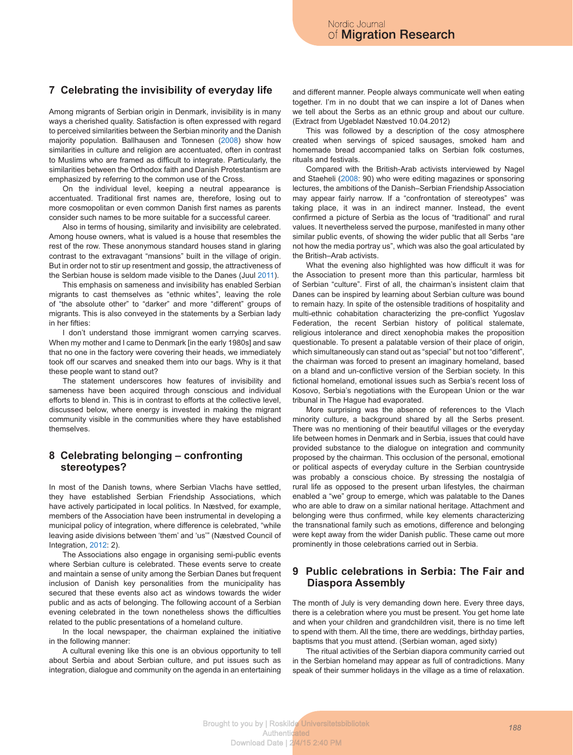## 7 Celebrating the invisibility of everyday life

Among migrants of Serbian origin in Denmark, invisibility is in many ways a cherished quality. Satisfaction is often expressed with regard to perceived similarities between the Serbian minority and the Danish majority population. Ballhausen and Tonnesen (2008) show how similarities in culture and religion are accentuated, often in contrast to Muslims who are framed as difficult to integrate. Particularly, the similarities between the Orthodox faith and Danish Protestantism are emphasized by referring to the common use of the Cross.

On the individual level, keeping a neutral appearance is accentuated. Traditional first names are, therefore, losing out to more cosmopolitan or even common Danish first names as parents consider such names to be more suitable for a successful career.

Also in terms of housing, similarity and invisibility are celebrated. Among house owners, what is valued is a house that resembles the rest of the row. These anonymous standard houses stand in glaring contrast to the extravagant "mansions" built in the village of origin. But in order not to stir up resentment and gossip, the attractiveness of the Serbian house is seldom made visible to the Danes (Juul 2011).

This emphasis on sameness and invisibility has enabled Serbian migrants to cast themselves as "ethnic whites", leaving the role of "the absolute other" to "darker" and more "different" groups of migrants. This is also conveyed in the statements by a Serbian lady in her fifties:

I don't understand those immigrant women carrying scarves. When my mother and I came to Denmark [in the early 1980s] and saw that no one in the factory were covering their heads, we immediately took off our scarves and sneaked them into our bags. Why is it that these people want to stand out?

The statement underscores how features of invisibility and sameness have been acquired through conscious and individual efforts to blend in. This is in contrast to efforts at the collective level, discussed below, where energy is invested in making the migrant community visible in the communities where they have established themselves.

## 8 Celebrating belonging – confronting stereotypes?

In most of the Danish towns, where Serbian Vlachs have settled, they have established Serbian Friendship Associations, which have actively participated in local politics. In Næstved, for example, members of the Association have been instrumental in developing a municipal policy of integration, where difference is celebrated, "while leaving aside divisions between 'them' and 'us'" (Næstved Council of Integration, 2012: 2).

The Associations also engage in organising semi-public events where Serbian culture is celebrated. These events serve to create and maintain a sense of unity among the Serbian Danes but frequent inclusion of Danish key personalities from the municipality has secured that these events also act as windows towards the wider public and as acts of belonging. The following account of a Serbian evening celebrated in the town nonetheless shows the difficulties related to the public presentations of a homeland culture.

In the local newspaper, the chairman explained the initiative in the following manner:

A cultural evening like this one is an obvious opportunity to tell about Serbia and about Serbian culture, and put issues such as integration, dialogue and community on the agenda in an entertaining and different manner. People always communicate well when eating together. I'm in no doubt that we can inspire a lot of Danes when we tell about the Serbs as an ethnic group and about our culture. (Extract from Ugebladet Næstved 10.04.2012)

This was followed by a description of the cosy atmosphere created when servings of spiced sausages, smoked ham and homemade bread accompanied talks on Serbian folk costumes, rituals and festivals.

Compared with the British-Arab activists interviewed by Nagel and Staeheli (2008: 90) who were editing magazines or sponsoring lectures, the ambitions of the Danish–Serbian Friendship Association may appear fairly narrow. If a "confrontation of stereotypes" was taking place, it was in an indirect manner. Instead, the event confirmed a picture of Serbia as the locus of "traditional" and rural values. It nevertheless served the purpose, manifested in many other similar public events, of showing the wider public that all Serbs "are not how the media portray us", which was also the goal articulated by the British–Arab activists.

What the evening also highlighted was how difficult it was for the Association to present more than this particular, harmless bit of Serbian "culture". First of all, the chairman's insistent claim that Danes can be inspired by learning about Serbian culture was bound to remain hazy. In spite of the ostensible traditions of hospitality and multi-ethnic cohabitation characterizing the pre-conflict Yugoslav Federation, the recent Serbian history of political stalemate, religious intolerance and direct xenophobia makes the proposition questionable. To present a palatable version of their place of origin, which simultaneously can stand out as "special" but not too "different", the chairman was forced to present an imaginary homeland, based on a bland and un-conflictive version of the Serbian society. In this fictional homeland, emotional issues such as Serbia's recent loss of Kosovo, Serbia's negotiations with the European Union or the war tribunal in The Hague had evaporated.

More surprising was the absence of references to the Vlach minority culture, a background shared by all the Serbs present. There was no mentioning of their beautiful villages or the everyday life between homes in Denmark and in Serbia, issues that could have provided substance to the dialogue on integration and community proposed by the chairman. This occlusion of the personal, emotional or political aspects of everyday culture in the Serbian countryside was probably a conscious choice. By stressing the nostalgia of rural life as opposed to the present urban lifestyles, the chairman enabled a "we" group to emerge, which was palatable to the Danes who are able to draw on a similar national heritage. Attachment and belonging were thus confirmed, while key elements characterizing the transnational family such as emotions, difference and belonging were kept away from the wider Danish public. These came out more prominently in those celebrations carried out in Serbia.

## 9 Public celebrations in Serbia: The Fair and Diaspora Assembly

The month of July is very demanding down here. Every three days, there is a celebration where you must be present. You get home late and when your children and grandchildren visit, there is no time left to spend with them. All the time, there are weddings, birthday parties, baptisms that you must attend. (Serbian woman, aged sixty)

The ritual activities of the Serbian diapora community carried out in the Serbian homeland may appear as full of contradictions. Many speak of their summer holidays in the village as a time of relaxation.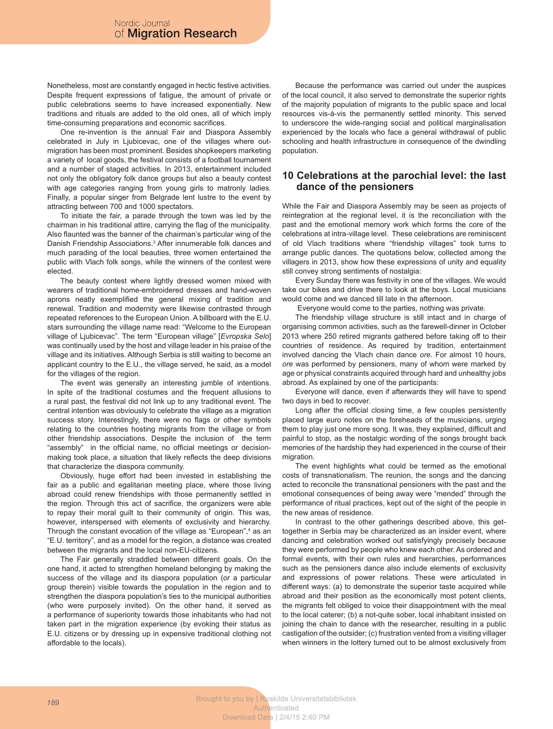Nonetheless, most are constantly engaged in hectic festive activities. Despite frequent expressions of fatigue, the amount of private or public celebrations seems to have increased exponentially. New traditions and rituals are added to the old ones, all of which imply time-consuming preparations and economic sacrifices.

One re-invention is the annual Fair and Diaspora Assembly celebrated in July in Ljubicevac, one of the villages where out-migration has been most prominent. Besides shopkeepers marketing a variety of local goods, the festival consists of a football tournament and a number of staged activities. In 2013, entertainment included not only the obligatory folk dance groups but also a beauty contest with age categories ranging from young girls to matronly ladies. Finally, a popular singer from Belgrade lent lustre to the event by attracting between 700 and 1000 spectators.

To initiate the fair, a parade through the town was led by the chairman in his traditional attire, carrying the flag of the municipality. Also flaunted was the banner of the chairman's particular wing of the Danish Friendship Associations.[3] After innumerable folk dances and much parading of the local beauties, three women entertained the public with Vlach folk songs, while the winners of the contest were elected.

The beauty contest where lightly dressed women mixed with wearers of traditional home-embroidered dresses and hand-woven aprons neatly exemplified the general mixing of tradition and renewal. Tradition and modernity were likewise contrasted through repeated references to the European Union. A billboard with the E.U. stars surrounding the village name read: "Welcome to the European village of Ljubicevac". The term "European village" [*Evropska Selo*] was continually used by the host and village leader in his praise of the village and its initiatives. Although Serbia is still waiting to become an applicant country to the E.U., the village served, he said, as a model for the villages of the region.

The event was generally an interesting jumble of intentions. In spite of the traditional costumes and the frequent allusions to a rural past, the festival did not link up to any traditional event. The central intention was obviously to celebrate the village as a migration success story. Interestingly, there were no flags or other symbols relating to the countries hosting migrants from the village or from other friendship associations. Despite the inclusion of the term "assembly" in the official name, no official meetings or decision-making took place, a situation that likely reflects the deep divisions that characterize the diaspora community.

Obviously, huge effort had been invested in establishing the fair as a public and egalitarian meeting place, where those living abroad could renew friendships with those permanently settled in the region. Through this act of sacrifice, the organizers were able to repay their moral guilt to their community of origin. This was, however, interspersed with elements of exclusivity and hierarchy. Through the constant evocation of the village as "European",[4] as an "E.U. territory", and as a model for the region, a distance was created between the migrants and the local non-EU-citizens.

The Fair generally straddled between different goals. On the one hand, it acted to strengthen homeland belonging by making the success of the village and its diaspora population (or a particular group therein) visible towards the population in the region and to strengthen the diaspora population's ties to the municipal authorities (who were purposely invited). On the other hand, it served as a performance of superiority towards those inhabitants who had not taken part in the migration experience (by evoking their status as E.U. citizens or by dressing up in expensive traditional clothing not affordable to the locals).

Because the performance was carried out under the auspices of the local council, it also served to demonstrate the superior rights of the majority population of migrants to the public space and local resources vis-à-vis the permanently settled minority. This served to underscore the wide-ranging social and political marginalisation experienced by the locals who face a general withdrawal of public schooling and health infrastructure in consequence of the dwindling population.

## 10 Celebrations at the parochial level: the last dance of the pensioners

While the Fair and Diaspora Assembly may be seen as projects of reintegration at the regional level, it is the reconciliation with the past and the emotional memory work which forms the core of the celebrations at intra-village level. These celebrations are reminiscent of old Vlach traditions where "friendship villages" took turns to arrange public dances. The quotations below, collected among the villagers in 2013, show how these expressions of unity and equality still convey strong sentiments of nostalgia:

Every Sunday there was festivity in one of the villages. We would take our bikes and drive there to look at the boys. Local musicians would come and we danced till late in the afternoon.

Everyone would come to the parties, nothing was private.

The friendship village structure is still intact and in charge of organising common activities, such as the farewell-dinner in October 2013 where 250 retired migrants gathered before taking off to their countries of residence. As required by tradition, entertainment involved dancing the Vlach chain dance *ore.* For almost 10 hours, *ore* was performed by pensioners, many of whom were marked by age or physical constraints acquired through hard and unhealthy jobs abroad. As explained by one of the participants:

Everyone will dance, even if afterwards they will have to spend two days in bed to recover.

Long after the official closing time, a few couples persistently placed large euro notes on the foreheads of the musicians, urging them to play just one more song. It was, they explained, difficult and painful to stop, as the nostalgic wording of the songs brought back memories of the hardship they had experienced in the course of their migration.

The event highlights what could be termed as the emotional costs of transnationalism. The reunion, the songs and the dancing acted to reconcile the transnational pensioners with the past and the emotional consequences of being away were "mended" through the performance of ritual practices, kept out of the sight of the people in the new areas of residence.

In contrast to the other gatherings described above, this get-together in Serbia may be characterized as an insider event, where dancing and celebration worked out satisfyingly precisely because they were performed by people who knew each other. As ordered and formal events, with their own rules and hierarchies, performances such as the pensioners dance also include elements of exclusivity and expressions of power relations. These were articulated in different ways: (a) to demonstrate the superior taste acquired while abroad and their position as the economically most potent clients, the migrants felt obliged to voice their disappointment with the meal to the local caterer; (b) a not-quite sober, local inhabitant insisted on joining the chain to dance with the researcher, resulting in a public castigation of the outsider; (c) frustration vented from a visiting villager when winners in the lottery turned out to be almost exclusively from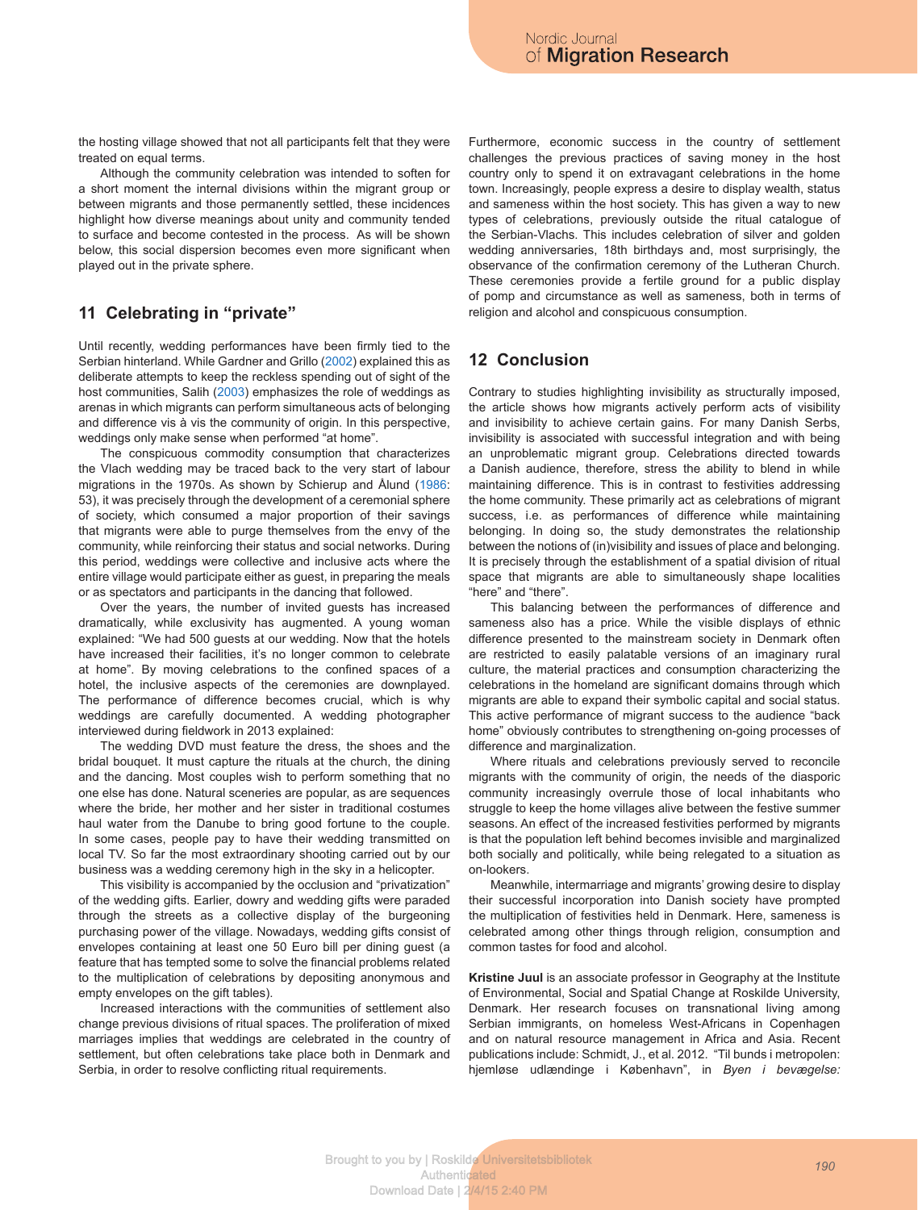the hosting village showed that not all participants felt that they were treated on equal terms.

Although the community celebration was intended to soften for a short moment the internal divisions within the migrant group or between migrants and those permanently settled, these incidences highlight how diverse meanings about unity and community tended to surface and become contested in the process. As will be shown below, this social dispersion becomes even more significant when played out in the private sphere.

## 11 Celebrating in "private"

Until recently, wedding performances have been firmly tied to the Serbian hinterland. While Gardner and Grillo (2002) explained this as deliberate attempts to keep the reckless spending out of sight of the host communities, Salih (2003) emphasizes the role of weddings as arenas in which migrants can perform simultaneous acts of belonging and difference vis à vis the community of origin. In this perspective, weddings only make sense when performed "at home".

The conspicuous commodity consumption that characterizes the Vlach wedding may be traced back to the very start of labour migrations in the 1970s. As shown by Schierup and Ålund (1986: 53), it was precisely through the development of a ceremonial sphere of society, which consumed a major proportion of their savings that migrants were able to purge themselves from the envy of the community, while reinforcing their status and social networks. During this period, weddings were collective and inclusive acts where the entire village would participate either as guest, in preparing the meals or as spectators and participants in the dancing that followed.

Over the years, the number of invited guests has increased dramatically, while exclusivity has augmented. A young woman explained: "We had 500 guests at our wedding. Now that the hotels have increased their facilities, it's no longer common to celebrate at home". By moving celebrations to the confined spaces of a hotel, the inclusive aspects of the ceremonies are downplayed. The performance of difference becomes crucial, which is why weddings are carefully documented. A wedding photographer interviewed during fieldwork in 2013 explained:

The wedding DVD must feature the dress, the shoes and the bridal bouquet. It must capture the rituals at the church, the dining and the dancing. Most couples wish to perform something that no one else has done. Natural sceneries are popular, as are sequences where the bride, her mother and her sister in traditional costumes haul water from the Danube to bring good fortune to the couple. In some cases, people pay to have their wedding transmitted on local TV. So far the most extraordinary shooting carried out by our business was a wedding ceremony high in the sky in a helicopter.

This visibility is accompanied by the occlusion and "privatization" of the wedding gifts. Earlier, dowry and wedding gifts were paraded through the streets as a collective display of the burgeoning purchasing power of the village. Nowadays, wedding gifts consist of envelopes containing at least one 50 Euro bill per dining guest (a feature that has tempted some to solve the financial problems related to the multiplication of celebrations by depositing anonymous and empty envelopes on the gift tables).

Increased interactions with the communities of settlement also change previous divisions of ritual spaces. The proliferation of mixed marriages implies that weddings are celebrated in the country of settlement, but often celebrations take place both in Denmark and Serbia, in order to resolve conflicting ritual requirements.

Furthermore, economic success in the country of settlement challenges the previous practices of saving money in the host country only to spend it on extravagant celebrations in the home town. Increasingly, people express a desire to display wealth, status and sameness within the host society. This has given a way to new types of celebrations, previously outside the ritual catalogue of the Serbian-Vlachs. This includes celebration of silver and golden wedding anniversaries, 18th birthdays and, most surprisingly, the observance of the confirmation ceremony of the Lutheran Church. These ceremonies provide a fertile ground for a public display of pomp and circumstance as well as sameness, both in terms of religion and alcohol and conspicuous consumption.

## 12 Conclusion

Contrary to studies highlighting invisibility as structurally imposed, the article shows how migrants actively perform acts of visibility and invisibility to achieve certain gains. For many Danish Serbs, invisibility is associated with successful integration and with being an unproblematic migrant group. Celebrations directed towards a Danish audience, therefore, stress the ability to blend in while maintaining difference. This is in contrast to festivities addressing the home community. These primarily act as celebrations of migrant success, i.e. as performances of difference while maintaining belonging. In doing so, the study demonstrates the relationship between the notions of (in)visibility and issues of place and belonging. It is precisely through the establishment of a spatial division of ritual space that migrants are able to simultaneously shape localities "here" and "there".

This balancing between the performances of difference and sameness also has a price. While the visible displays of ethnic difference presented to the mainstream society in Denmark often are restricted to easily palatable versions of an imaginary rural culture, the material practices and consumption characterizing the celebrations in the homeland are significant domains through which migrants are able to expand their symbolic capital and social status. This active performance of migrant success to the audience "back home" obviously contributes to strengthening on-going processes of difference and marginalization.

Where rituals and celebrations previously served to reconcile migrants with the community of origin, the needs of the diasporic community increasingly overrule those of local inhabitants who struggle to keep the home villages alive between the festive summer seasons. An effect of the increased festivities performed by migrants is that the population left behind becomes invisible and marginalized both socially and politically, while being relegated to a situation as on-lookers.

Meanwhile, intermarriage and migrants' growing desire to display their successful incorporation into Danish society have prompted the multiplication of festivities held in Denmark. Here, sameness is celebrated among other things through religion, consumption and common tastes for food and alcohol.

**Kristine Juul** is an associate professor in Geography at the Institute of Environmental, Social and Spatial Change at Roskilde University, Denmark. Her research focuses on transnational living among Serbian immigrants, on homeless West-Africans in Copenhagen and on natural resource management in Africa and Asia. Recent publications include: Schmidt, J., et al. 2012. "Til bunds i metropolen: hjemløse udlændinge i København", in *Byen i bevægelse:*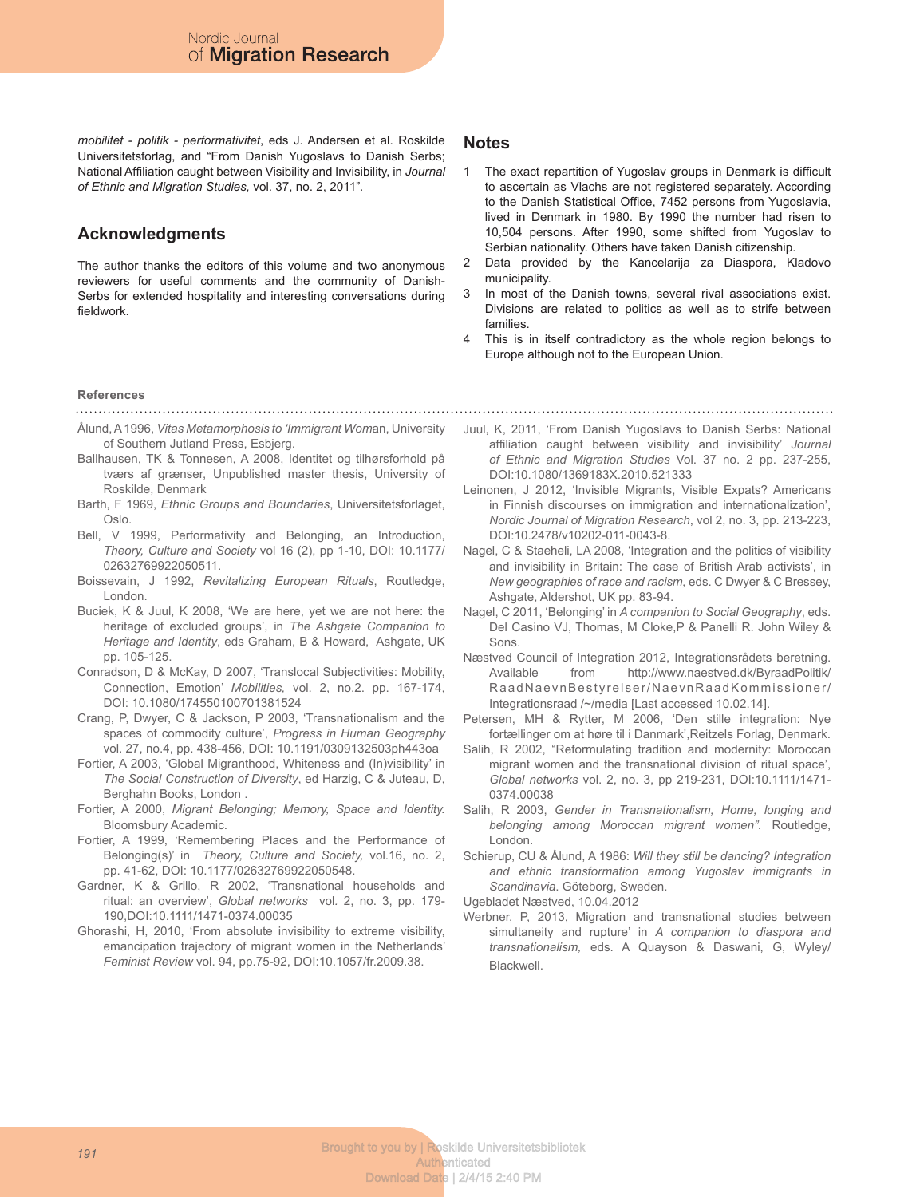*mobilitet - politik - performativitet*, eds J. Andersen et al. Roskilde Universitetsforlag, and "From Danish Yugoslavs to Danish Serbs; National Affiliation caught between Visibility and Invisibility, in *Journal of Ethnic and Migration Studies,* vol. 37, no. 2, 2011".

## Acknowledgments

The author thanks the editors of this volume and two anonymous reviewers for useful comments and the community of Danish-Serbs for extended hospitality and interesting conversations during fieldwork.

## Notes

1. The exact repartition of Yugoslav groups in Denmark is difficult to ascertain as Vlachs are not registered separately. According to the Danish Statistical Office, 7452 persons from Yugoslavia, lived in Denmark in 1980. By 1990 the number had risen to 10,504 persons. After 1990, some shifted from Yugoslav to Serbian nationality. Others have taken Danish citizenship.
2. Data provided by the Kancelarija za Diaspora, Kladovo municipality.
3. In most of the Danish towns, several rival associations exist. Divisions are related to politics as well as to strife between families.
4. This is in itself contradictory as the whole region belongs to Europe although not to the European Union.

### References

Ålund, A 1996, *Vitas Metamorphosis to 'Immigrant Wom*an, University of Southern Jutland Press, Esbjerg.

Ballhausen, TK & Tonnesen, A 2008, Identitet og tilhørsforhold på tværs af grænser, Unpublished master thesis, University of Roskilde, Denmark

Barth, F 1969, *Ethnic Groups and Boundaries*, Universitetsforlaget, Oslo.

Bell, V 1999, Performativity and Belonging, an Introduction, *Theory, Culture and Society* vol 16 (2), pp 1-10, DOI: 10.1177/02632769922050511.

Boissevain, J 1992, *Revitalizing European Rituals*, Routledge, London.

Buciek, K & Juul, K 2008, 'We are here, yet we are not here: the heritage of excluded groups', in *The Ashgate Companion to Heritage and Identity*, eds Graham, B & Howard, Ashgate, UK pp. 105-125.

Conradson, D & McKay, D 2007, 'Translocal Subjectivities: Mobility, Connection, Emotion' *Mobilities,* vol. 2, no.2. pp. 167-174, DOI: 10.1080/174550100701381524

Crang, P, Dwyer, C & Jackson, P 2003, 'Transnationalism and the spaces of commodity culture', *Progress in Human Geography* vol. 27, no.4, pp. 438-456, DOI: 10.1191/0309132503ph443oa

Fortier, A 2003, 'Global Migranthood, Whiteness and (In)visibility' in *The Social Construction of Diversity*, ed Harzig, C & Juteau, D, Berghahn Books, London .

Fortier, A 2000, *Migrant Belonging; Memory, Space and Identity.* Bloomsbury Academic.

Fortier, A 1999, 'Remembering Places and the Performance of Belonging(s)' in *Theory, Culture and Society,* vol.16, no. 2, pp. 41-62, DOI: 10.1177/02632769922050548.

Gardner, K & Grillo, R 2002, 'Transnational households and ritual: an overview', *Global networks* vol. 2, no. 3, pp. 179-190,DOI:10.1111/1471-0374.00035

Ghorashi, H, 2010, 'From absolute invisibility to extreme visibility, emancipation trajectory of migrant women in the Netherlands' *Feminist Review* vol. 94, pp.75-92, DOI:10.1057/fr.2009.38.

Juul, K, 2011, 'From Danish Yugoslavs to Danish Serbs: National affiliation caught between visibility and invisibility' *Journal of Ethnic and Migration Studies* Vol. 37 no. 2 pp. 237-255, DOI:10.1080/1369183X.2010.521333

Leinonen, J 2012, 'Invisible Migrants, Visible Expats? Americans in Finnish discourses on immigration and internationalization', *Nordic Journal of Migration Research*, vol 2, no. 3, pp. 213-223, DOI:10.2478/v10202-011-0043-8.

Nagel, C & Staeheli, LA 2008, 'Integration and the politics of visibility and invisibility in Britain: The case of British Arab activists', in *New geographies of race and racism,* eds. C Dwyer & C Bressey, Ashgate, Aldershot, UK pp. 83-94.

Nagel, C 2011, 'Belonging' in *A companion to Social Geography*, eds. Del Casino VJ, Thomas, M Cloke,P & Panelli R. John Wiley & Sons.

Næstved Council of Integration 2012, Integrationsrådets beretning. Available from http://www.naestved.dk/ByraadPolitik/RaadNaevnBestyrelser/NaevnRaadKommissioner/Integrationsraad /~/media [Last accessed 10.02.14].

Petersen, MH & Rytter, M 2006, 'Den stille integration: Nye fortællinger om at høre til i Danmark',Reitzels Forlag, Denmark.

Salih, R 2002, "Reformulating tradition and modernity: Moroccan migrant women and the transnational division of ritual space', *Global networks* vol. 2, no. 3, pp 219-231, DOI:10.1111/1471-0374.00038

Salih, R 2003, *Gender in Transnationalism, Home, longing and belonging among Moroccan migrant women".* Routledge, London.

Schierup, CU & Ålund, A 1986: *Will they still be dancing? Integration and ethnic transformation among Yugoslav immigrants in Scandinavia*. Göteborg, Sweden.

Ugebladet Næstved, 10.04.2012

Werbner, P, 2013, Migration and transnational studies between simultaneity and rupture' in *A companion to diaspora and transnationalism,* eds. A Quayson & Daswani, G, Wyley/Blackwell.